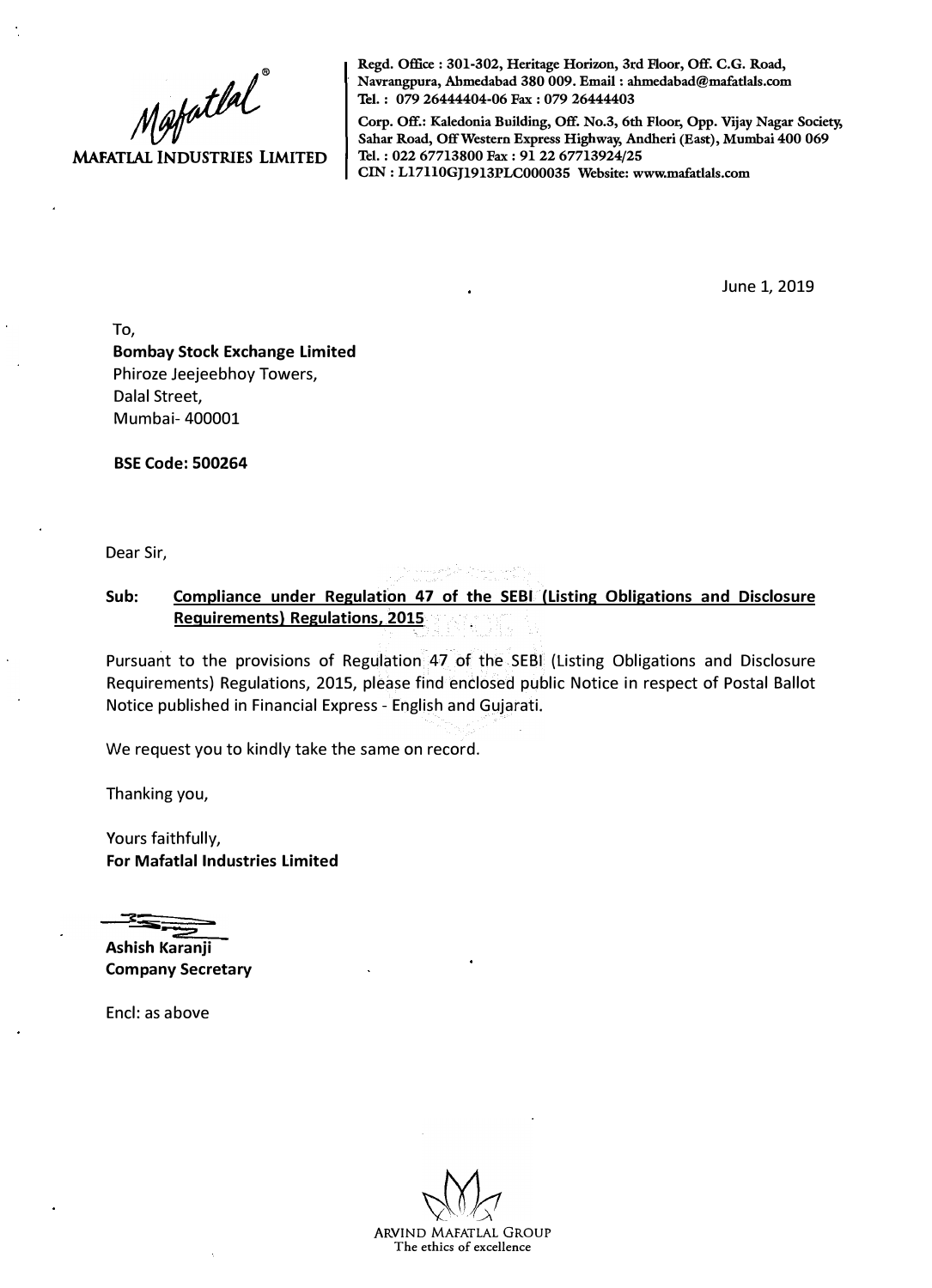**MAFATLAL INDUSTRIES LIMITED**

Regd. Office : 301-302, Heritage Horizon, 3rd Floor, Off. C.G. Road, Navrangpura, Ahmedabad 380 009. Email : ahmedabad@mafatlals.com
Tel. : 079 26444404-06 Fax : 079 26444403
Corp. Off.: Kaledonia Building, Off. No.3, 6th Floor, Opp. Vijay Nagar Society, Sahar Road, Off Western Express Highway, Andheri (East), Mumbai 400 069
Tel. : 022 67713800 Fax : 91 22 67713924/25
CIN : L17110GJ1913PLC000035 Website: www.mafatlals.com

June 1, 2019

To,
**Bombay Stock Exchange Limited**
Phiroze Jeejeebhoy Towers,
Dalal Street,
Mumbai- 400001

**BSE Code: 500264**

Dear Sir,

**Sub: Compliance under Regulation 47 of the SEBI (Listing Obligations and Disclosure Requirements) Regulations, 2015**

Pursuant to the provisions of Regulation 47 of the SEBI (Listing Obligations and Disclosure Requirements) Regulations, 2015, please find enclosed public Notice in respect of Postal Ballot Notice published in Financial Express - English and Gujarati.

We request you to kindly take the same on record.

Thanking you,

Yours faithfully,
**For Mafatlal Industries Limited**

**Ashish Karanji**
**Company Secretary**

Encl: as above

ARVIND MAFATLAL GROUP
The ethics of excellence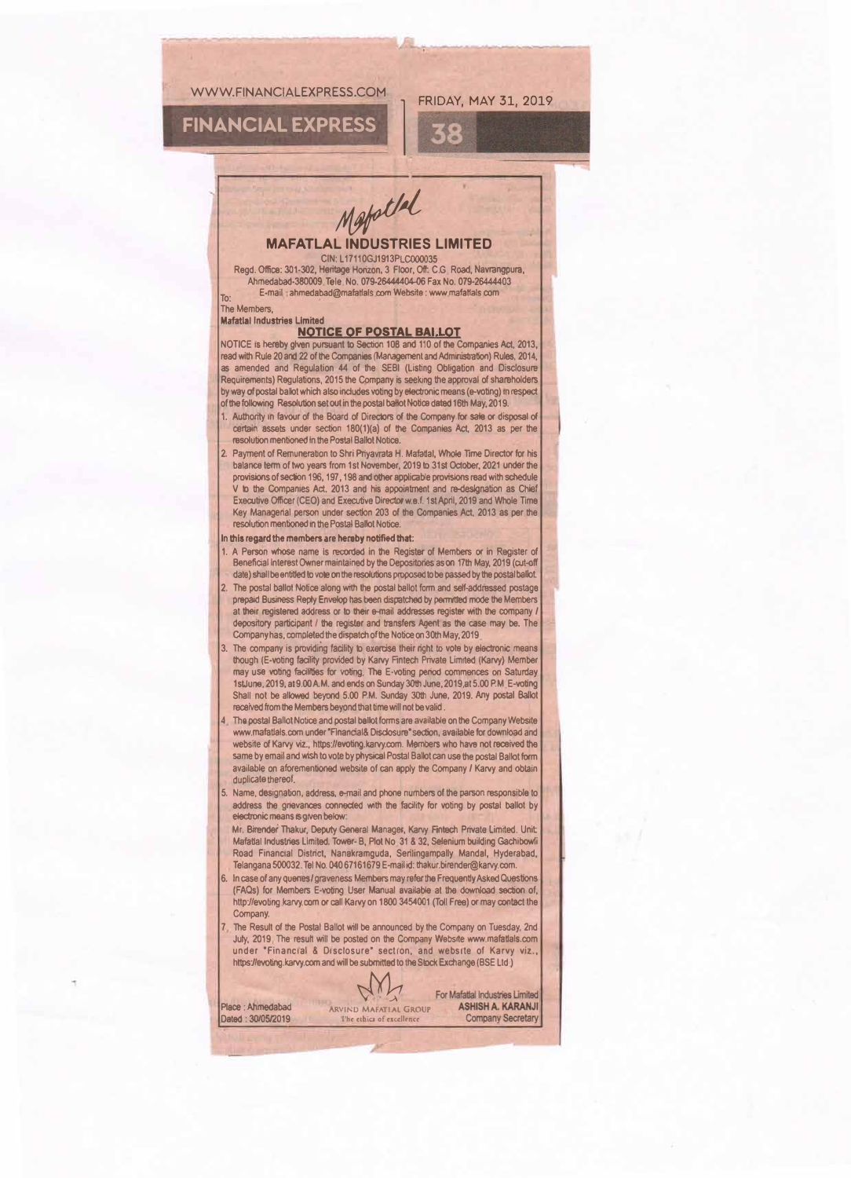WWW.FINANCIALEXPRESS.COM

FRIDAY, MAY 31, 2019

FINANCIAL EXPRESS

Mafatlal

# MAFATLAL INDUSTRIES LIMITED

CIN: L17110GJ1913PLC000035

Regd. Office: 301-302, Heritage Horizon, 3 Floor, Off: C.G. Road, Navrangpura, Ahmedabad-380009. Tele. No. 079-26444404-06 Fax No. 079-26444403

E-mail : ahmedabad@mafatlals.com Website : www.mafatlals.com

To:

The Members,

**Mafatlal Industries Limited**

## NOTICE OF POSTAL BALLOT

NOTICE is hereby given pursuant to Section 108 and 110 of the Companies Act, 2013, read with Rule 20 and 22 of the Companies (Management and Administration) Rules, 2014, as amended and Regulation 44 of the SEBI (Listing Obligation and Disclosure Requirements) Regulations, 2015 the Company is seeking the approval of shareholders by way of postal ballot which also includes voting by electronic means (e-voting) in respect of the following Resolution set out in the postal ballot Notice dated 16th May, 2019.

1. Authority in favour of the Board of Directors of the Company for sale or disposal of certain assets under section 180(1)(a) of the Companies Act, 2013 as per the resolution mentioned in the Postal Ballot Notice.
2. Payment of Remuneration to Shri Priyavrata H. Mafatlal, Whole Time Director for his balance term of two years from 1st November, 2019 to 31st October, 2021 under the provisions of section 196, 197, 198 and other applicable provisions read with schedule V to the Companies Act, 2013 and his appointment and re-designation as Chief Executive Officer (CEO) and Executive Director w.e.f. 1st April, 2019 and Whole Time Key Managerial person under section 203 of the Companies Act, 2013 as per the resolution mentioned in the Postal Ballot Notice.

**In this regard the members are hereby notified that:**

1. A Person whose name is recorded in the Register of Members or in Register of Beneficial Interest Owner maintained by the Depositories as on 17th May, 2019 (cut-off date) shall be entitled to vote on the resolutions proposed to be passed by the postal ballot.
2. The postal ballot Notice along with the postal ballot form and self-addressed postage prepaid Business Reply Envelop has been dispatched by permitted mode the Members at their registered address or to their e-mail addresses register with the company / depository participant / the register and transfers Agent as the case may be. The Company has, completed the dispatch of the Notice on 30th May, 2019.
3. The company is providing facility to exercise their right to vote by electronic means though (E-voting facility provided by Karvy Fintech Private Limited (Karvy) Member may use voting facilities for voting. The E-voting period commences on Saturday 1stJune, 2019, at 9.00 A.M. and ends on Sunday 30th June, 2019,at 5.00 P.M. E-voting Shall not be allowed beyond 5.00 P.M. Sunday 30th June, 2019. Any postal Ballot received from the Members beyond that time will not be valid.
4. The postal Ballot Notice and postal ballot forms are available on the Company Website www.mafatlals.com under "Financial& Disclosure" section, available for download and website of Karvy viz., https://evoting.karvy.com. Members who have not received the same by email and wish to vote by physical Postal Ballot can use the postal Ballot form available on aforementioned website of can apply the Company / Karvy and obtain duplicate thereof.
5. Name, designation, address, e-mail and phone numbers of the person responsible to address the grievances connected with the facility for voting by postal ballot by electronic means is given below:

   Mr. Birender Thakur, Deputy General Manager, Karvy Fintech Private Limited. Unit: Mafatlal Industries Limited. Tower- B, Plot No 31 & 32, Selenium building Gachibowli Road Financial District, Nanakramguda, Serilingampally Mandal, Hyderabad, Telangana 500032. Tel No. 040 67161679 E-mail id: thakur.birender@karvy.com.
6. In case of any queries / graveness Members may refer the Frequently Asked Questions (FAQs) for Members E-voting User Manual available at the download section of, http://evoting.karvy.com or call Karvy on 1800 3454001 (Toll Free) or may contact the Company.
7. The Result of the Postal Ballot will be announced by the Company on Tuesday, 2nd July, 2019. The result will be posted on the Company Website www.mafatlals.com under "Financial & Disclosure" section, and website of Karvy viz., https://evoting.karvy.com and will be submitted to the Stock Exchange (BSE Ltd )

Place : Ahmedabad
Dated : 30/05/2019

ARVIND MAFATLAL GROUP
The ethics of excellence

For Mafatlal Industries Limited
**ASHISH A. KARANJI**
Company Secretary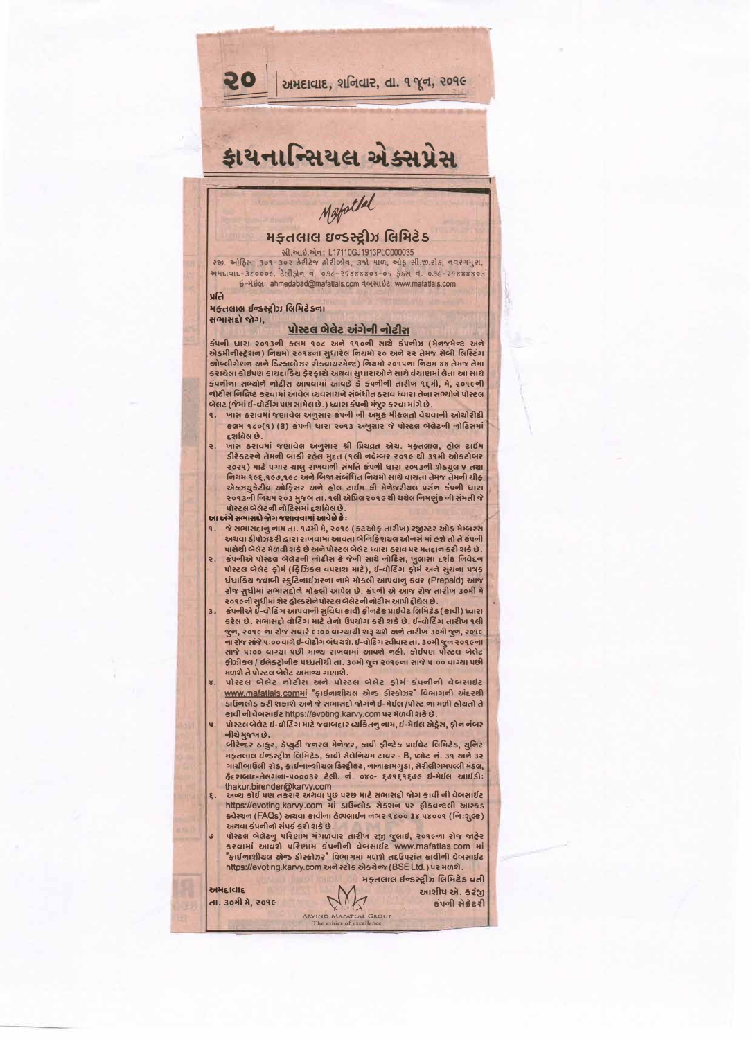૨૦ | અમદાવાદ, શનિવાર, તા. ૧ જૂન, ૨૦૧૯

# ફાયનાન્સિયલ એક્સપ્રેસ

Mafatlal

## મફતલાલ ઇન્ડસ્ટ્રીઝ લિમિટેડ

સી.આઇ.એન.: L17110GJ1913PLC000035

રજી. ઓફિસ: ૩૦૧-૩૦૨ હેરીટેજ હોરીઝોન, ૩જો માળ, ઓફ સી.જી.રોડ, નવરંગપુરા, અમદાવાદ-૩૮૦૦૦૯. ટેલીફોન નં. ૦૭૯-૨૬૪૪૪૪૦૪-૦૬ ફેક્સ નં. ૦૭૯-૨૬૪૪૪૪૦૩ ઇ-મેઇલ: ahmedabad@mafatlals.com વેબસાઇટ: www.mafatlals.com

પ્રતિ

મફતલાલ ઇન્ડસ્ટ્રીઝ લિમિટેડના સભાસદો જોગ,

### પોસ્ટલ બેલેટ અંગેની નોટીસ

કંપની ધારા ૨૦૧૩ની કલમ ૧૦૮ અને ૧૧૦ની સાથે કંપનીઝ (મેનજમેન્ટ અને એડમીનીસ્ટ્રેશન) નિયમો ૨૦૧૪ના સુધારેલ નિયમો ૨૦ અને ૨૨ તેમજ સેબી લિસ્ટિંગ ઓબ્લીગેશન અને ડિસ્કલોઝર રીક્વાયરમેન્ટ) નિયમો ૨૦૧૫ના નિયમ ૪૪ તેમજ તેમા કરાયેલા કોઈપણ કાયદાકિય ફેરફારો અથવા સુધારાઓને સાથે વંચાણમાં લેતા આ સાથે કંપનીના સભ્યોને નોટીસ આપવામાં આવે છે કે કંપનીની તારીખ ૧૯મી, મે, ૨૦૧૯ની નોટીસ નિર્દિષ્ટ કરવામાં આવેલ વ્યવસાયને સંબંધીત ઠરાવ દ્વારા તેના સભ્યોને પોસ્ટલ બેલટ (જેમાં ઇ-વોટીંગ પણ સામેલ છે.) દ્વારા કંપની મંજુર કરવા માંગે છે.

૧. ખાસ ઠરાવમાં જણાવેલ અનુસાર કંપની ની અમુક મીલકતો વેચવાની ઓથોરીટી કલમ ૧૮૦(૧) (ક) કંપની ધારા ૨૦૧૩ અનુસાર જે પોસ્ટલ બેલેટની નોટિસમાં દર્શાવેલ છે.

૨. ખાસ ઠરાવમાં જણાવેલ અનુસાર શ્રી પ્રિયવ્રત એચ. મફતલાલ, હોલ ટાઇમ ડીરેક્ટરને તેમની બાકી રહેલ મુદત (૧લી નવેમ્બર ૨૦૧૯ થી ૩૧મી ઓક્ટોબર ૨૦૨૧) માટે પગાર ચાલુ રાખવાની સંમતિ કંપની ધારા ૨૦૧૩ની શેડયુલ V તથા નિયમ ૧૯૬,૧૯૭,૧૯૮ અને બિજા સંબંધિત નિયમો સાથે વાચતા તેમજ તેમની ચીફ એક્ઝ્યુકેટીવ ઓફિસર અને હોલ ટાઇમ કી મેનેજરીયલ પર્સન કંપની ધારા ૨૦૧૩ની નિયમ ૨૦૩ મુજબ તા. ૧લી એપ્રિલ ૨૦૧૯ થી થયેલ નિમણુંક ની સંમતી જે પોસ્ટલ બેલેટની નોટિસમાં દર્શાવેલ છે.

**આ અંગે સભાસદો જોગ જણાવવામાં આવે છે કે:**

૧. જે સભાસદાનુ નામ તા. ૧૭મી મે, ૨૦૧૯ (કટઓફ તારીખ) રજીસ્ટર ઓફ મેમ્બર્સ અથવા ડીપોઝટરી દ્વારા રાખવામાં આવતા બેનિફિશયલ ઓનર્સ માં હશે તો તે કંપની પાસેથી બેલેટ મેળવી શકે છે અને પોસ્ટલ બેલેટ દ્વારા ઠરાવ પર મતદાન કરી શકે છે.

૨. કંપનીએ પોસ્ટલ બેલેટની નોટીસ કે જેની સાથે નોટિસ, ખુલાસા દર્શક નિવેદન પોસ્ટલ બેલેટ ફોર્મ (ફિઝિકલ વપરાશ માટે), ઇ-વોટિંગ ફોર્મ અને સુચના પત્રક ધંધાકિય જવાબી સ્ટુડિનાઇઝરના નામે મોકલી આપવાનું કવર (Prepaid) આજ રોજ સુધીમાં સભાસદોને મોકલી આપેલ છે. કંપની એ આજ રોજ તારીખ ૩૦મી મે ૨૦૧૯ની સુધીમાં શેર હોલ્ડરોને પોસ્ટલ બેલેટની નોટીસ આપી દીધેલ છે.

૩. કંપનીએ ઇ-વોટીંગ આપવાની સુવિધા કાવી ફીનટેક પ્રાઇવેટ લિમિટેડ (કાવી) દ્વારા કરેલ છે. સભાસદો વોટિંગ માટે તેનો ઉપયોગ કરી શકે છે. ઇ-વોટિંગ તારીખ ૧લી જુન, ૨૦૧૯ ના રોજ સવારે ૯:૦૦ વાગ્યાથી શરૂ થશે અને તારીખ ૩૦મી જુન, ૨૦૧૯ ના રોજ સાંજે ૫:૦૦ વાગ્યે ઇ-વોટીંગ બંધ થશે. ઇ-વોટીંગ સ્વીકાર તા. ૩૦મી જુન ૨૦૧૯ના સાંજે ૫:૦૦ વાગ્યા પછી માન્ય રાખવામાં આવશે નહી. કોઈપણ પોસ્ટલ બેલેટ ફીઝીકલ / ઇલેક્ટ્રોનીક પધ્ધતીથી તા. ૩૦મી જુન ૨૦૧૯ના સાંજે ૫:૦૦ વાગ્યા પછી મળશે તે પોસ્ટલ બેલેટ અમાન્ય ગણાશે.

૪. પોસ્ટલ બેલેટ નોટીસ અને પોસ્ટલ બેલેટ ફોર્મ કંપનીની વેબસાઇટ www.mafatlals.comમાં "ફાઇનાશીયલ એન્ડ ડીસ્કોઝર" વિભાગની અંદરથી ડાઉનલોડ કરી શકાશે અને જે સભાસદો જોગને ઇ-મેઇલ/પોસ્ટ ના મળી હોયતો તે કાવી ની વેબસાઇટ https://evoting.karvy.com પર મેળવી શકે છે.

૫. પોસ્ટલ બેલેટ ઇ-વોટિંગ માટે જવાબદાર વ્યક્તિનુ નામ, ઇ-મેઇલ એડ્રેસ, ફોન નંબર નીચે મુજબ છે.

બીરેન્દર ઠાકુર, ડેપ્યુટી જનરલ મેનેજર, કાવી ફીન્ટેક પ્રાઇવેટ લિમિટેડ, યુનિટ મફતલાલ ઇન્ડસ્ટ્રીઝ લિમિટેડ, કાવી સેલેનિયમ ટાવર - B, પ્લોટ નં. ૩૧ અને ૩૨ ગાચીબાઉલી રોડ, ફાઇનાન્શીયલ ડિસ્ટ્રીક્ટ, નાનાકામગુડા, સેરીલીંગમપલ્લી મંડલ, હૈદરાબાદ-તેલંગના-૫૦૦૦૩૨ ટેલી. નં. ૦૪૦- ૬૭૧૬૧૬૭૯ ઇ-મેઇલ આઇડી: thakur.birender@karvy.com

૬. અન્ય કોઈ પણ તકરાર અથવા પુછ પરછ માટે સભાસદો જોગ કાવી ની વેબસાઇટ https://evoting.karvy.com માં ડાઉન્લોડ સેક્શન પર ફીકવન્ટલી આસ્કડ ક્વેસ્ચન (FAQs) અથવા કાવીના હેલ્પલાઇન નંબર ૧૮૦૦ ૩૪ ૫૪૦૦૧ (નિ:શુલ્ક) અથવા કંપનીનો સંપર્ક કરી શકે છે.

૭. પોસ્ટલ બેલેટનુ પરિણામ મંગળવાર તારીખ રજી જુલાઈ, ૨૦૧૯ના રોજ જાહેર કરવામાં આવશે પરિણામ કંપનીની વેબસાઇટ www.mafatlas.com માં "ફાઇનાશીયલ એન્ડ ડીસ્કોઝર" વિભાગમાં મળશે તદઉપરાંત કાવીની વેબસાઇટ https://evoting.karvy.com અને સ્ટોક એક્સચેન્જ (BSE Ltd.) પર મળશે.

મફતલાલ ઇન્ડસ્ટ્રીઝ લિમિટેડ વતી

અમદાવાદ
તા. ૩૦મી મે, ૨૦૧૯

આશીષ એ. કરંજી
કંપની સેક્રેટરી

ARVIND MAFATLAL GROUP
The ethics of excellence